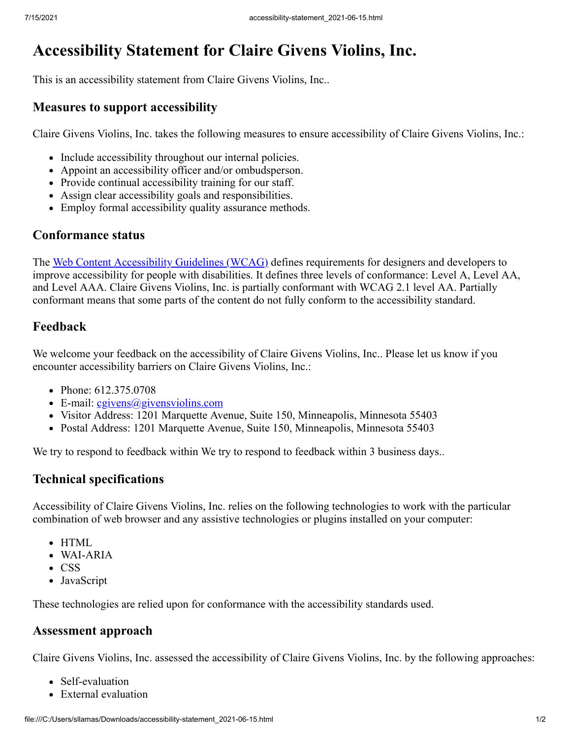# Accessibility Statement for Claire Givens Violins, Inc.

This is an accessibility statement from Claire Givens Violins, Inc..

## Measures to support accessibility

Claire Givens Violins, Inc. takes the following measures to ensure accessibility of Claire Givens Violins, Inc.:

- Include accessibility throughout our internal policies.
- Appoint an accessibility officer and/or ombudsperson.
- Provide continual accessibility training for our staff.
- Assign clear accessibility goals and responsibilities.
- Employ formal accessibility quality assurance methods.

## Conformance status

The [Web Content Accessibility Guidelines (WCAG)](#) defines requirements for designers and developers to improve accessibility for people with disabilities. It defines three levels of conformance: Level A, Level AA, and Level AAA. Claire Givens Violins, Inc. is partially conformant with WCAG 2.1 level AA. Partially conformant means that some parts of the content do not fully conform to the accessibility standard.

## Feedback

We welcome your feedback on the accessibility of Claire Givens Violins, Inc.. Please let us know if you encounter accessibility barriers on Claire Givens Violins, Inc.:

- Phone: 612.375.0708
- E-mail: [cgivens@givensviolins.com](mailto:cgivens@givensviolins.com)
- Visitor Address: 1201 Marquette Avenue, Suite 150, Minneapolis, Minnesota 55403
- Postal Address: 1201 Marquette Avenue, Suite 150, Minneapolis, Minnesota 55403

We try to respond to feedback within We try to respond to feedback within 3 business days..

## Technical specifications

Accessibility of Claire Givens Violins, Inc. relies on the following technologies to work with the particular combination of web browser and any assistive technologies or plugins installed on your computer:

- HTML
- WAI-ARIA
- CSS
- JavaScript

These technologies are relied upon for conformance with the accessibility standards used.

## Assessment approach

Claire Givens Violins, Inc. assessed the accessibility of Claire Givens Violins, Inc. by the following approaches:

- Self-evaluation
- External evaluation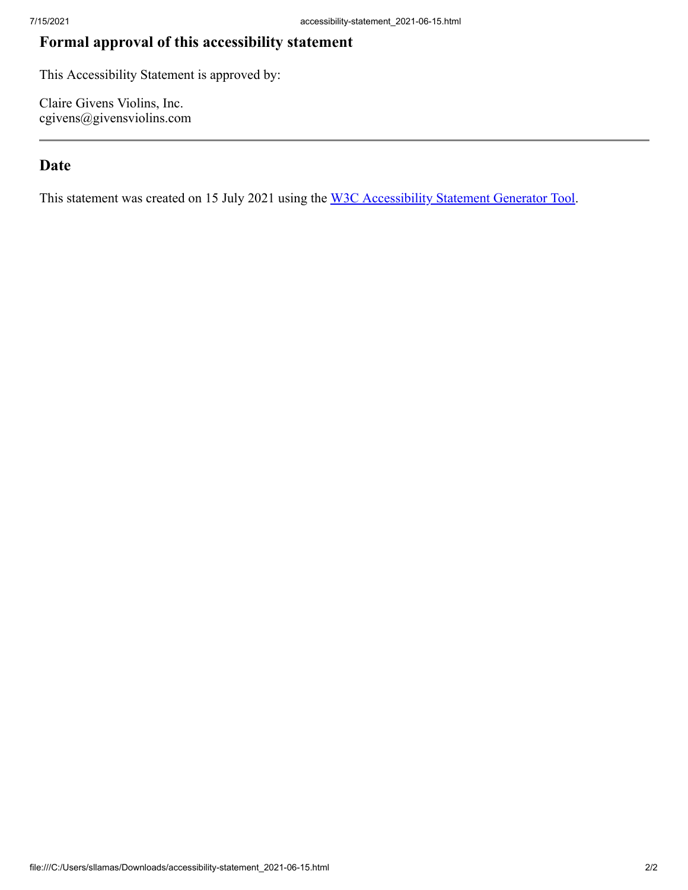## Formal approval of this accessibility statement

This Accessibility Statement is approved by:

Claire Givens Violins, Inc.
cgivens@givensviolins.com

---

## Date

This statement was created on 15 July 2021 using the [W3C Accessibility Statement Generator Tool](#).